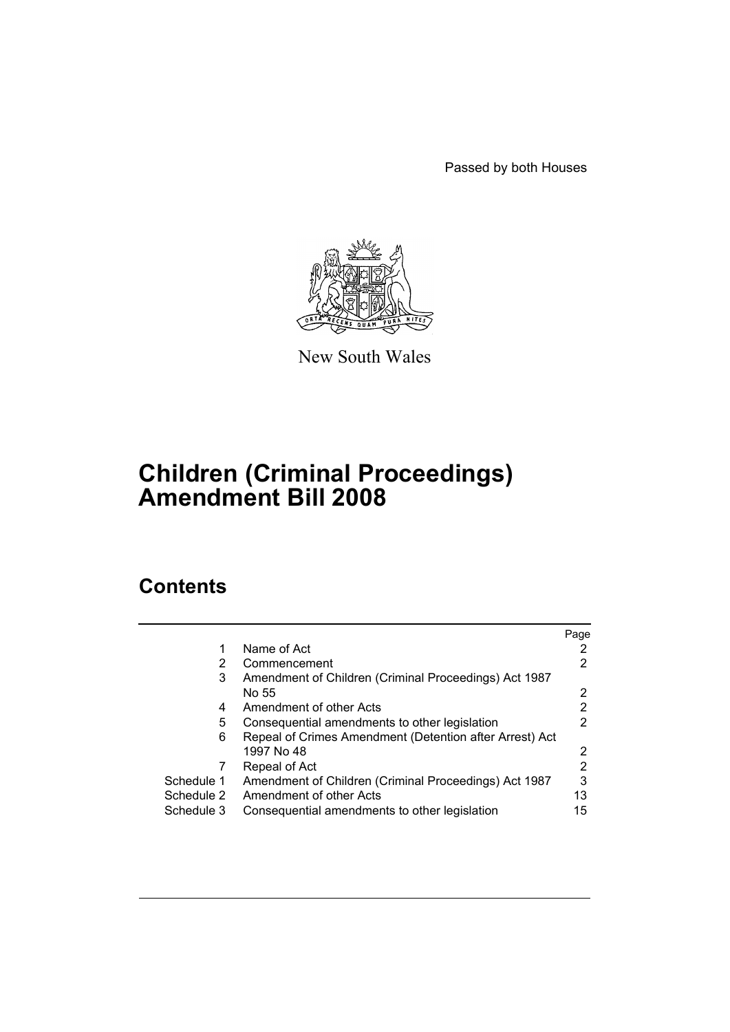Passed by both Houses

New South Wales

# Children (Criminal Proceedings) Amendment Bill 2008

## Contents

| | | Page |
|---|---|---|
| 1 | Name of Act | 2 |
| 2 | Commencement | 2 |
| 3 | Amendment of Children (Criminal Proceedings) Act 1987 No 55 | 2 |
| 4 | Amendment of other Acts | 2 |
| 5 | Consequential amendments to other legislation | 2 |
| 6 | Repeal of Crimes Amendment (Detention after Arrest) Act 1997 No 48 | 2 |
| 7 | Repeal of Act | 2 |
| Schedule 1 | Amendment of Children (Criminal Proceedings) Act 1987 | 3 |
| Schedule 2 | Amendment of other Acts | 13 |
| Schedule 3 | Consequential amendments to other legislation | 15 |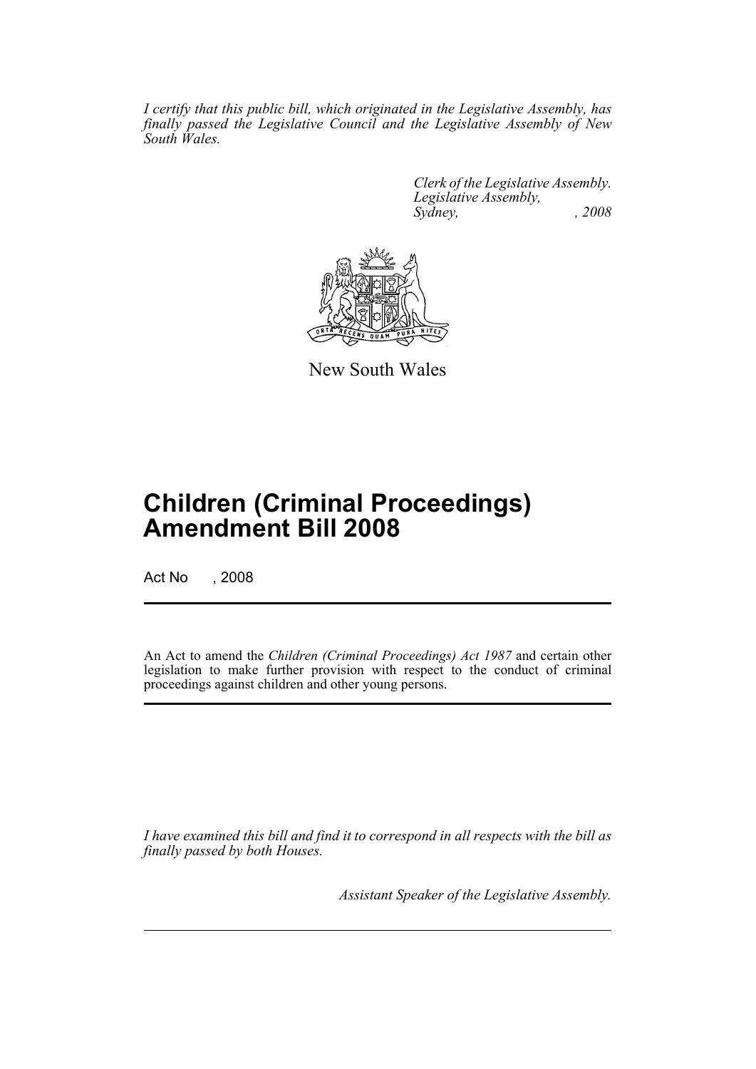*I certify that this public bill, which originated in the Legislative Assembly, has finally passed the Legislative Council and the Legislative Assembly of New South Wales.*

*Clerk of the Legislative Assembly.*
*Legislative Assembly,*
*Sydney, , 2008*

New South Wales

# Children (Criminal Proceedings) Amendment Bill 2008

Act No , 2008

An Act to amend the *Children (Criminal Proceedings) Act 1987* and certain other legislation to make further provision with respect to the conduct of criminal proceedings against children and other young persons.

*I have examined this bill and find it to correspond in all respects with the bill as finally passed by both Houses.*

*Assistant Speaker of the Legislative Assembly.*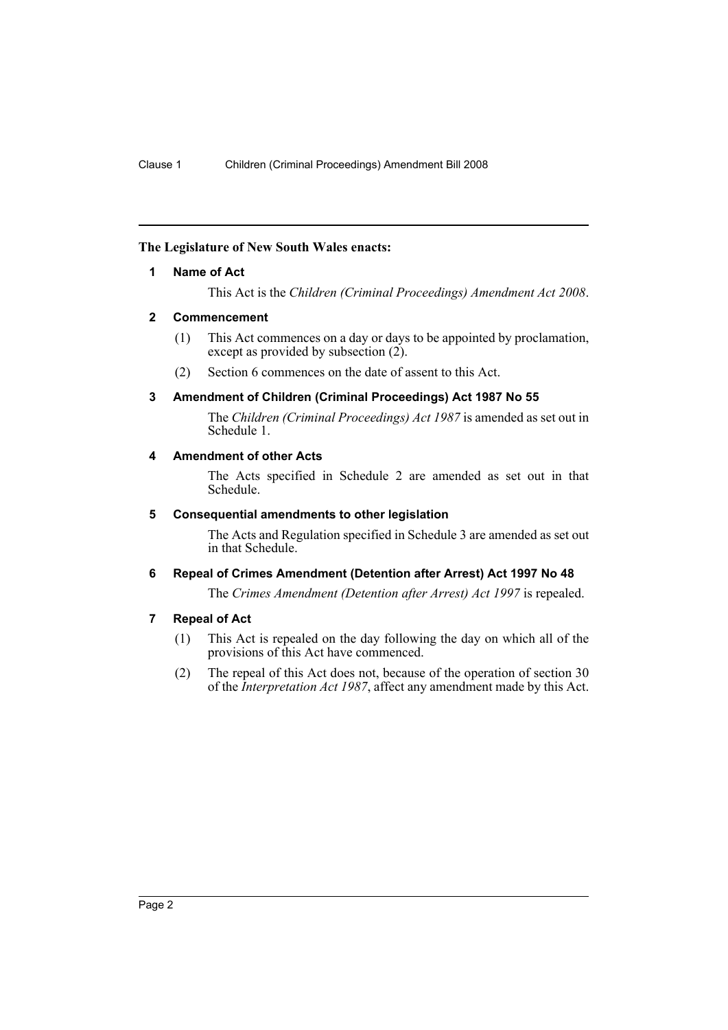**The Legislature of New South Wales enacts:**

### 1 Name of Act

This Act is the *Children (Criminal Proceedings) Amendment Act 2008*.

### 2 Commencement

(1) This Act commences on a day or days to be appointed by proclamation, except as provided by subsection (2).

(2) Section 6 commences on the date of assent to this Act.

### 3 Amendment of Children (Criminal Proceedings) Act 1987 No 55

The *Children (Criminal Proceedings) Act 1987* is amended as set out in Schedule 1.

### 4 Amendment of other Acts

The Acts specified in Schedule 2 are amended as set out in that Schedule.

### 5 Consequential amendments to other legislation

The Acts and Regulation specified in Schedule 3 are amended as set out in that Schedule.

### 6 Repeal of Crimes Amendment (Detention after Arrest) Act 1997 No 48

The *Crimes Amendment (Detention after Arrest) Act 1997* is repealed.

### 7 Repeal of Act

(1) This Act is repealed on the day following the day on which all of the provisions of this Act have commenced.

(2) The repeal of this Act does not, because of the operation of section 30 of the *Interpretation Act 1987*, affect any amendment made by this Act.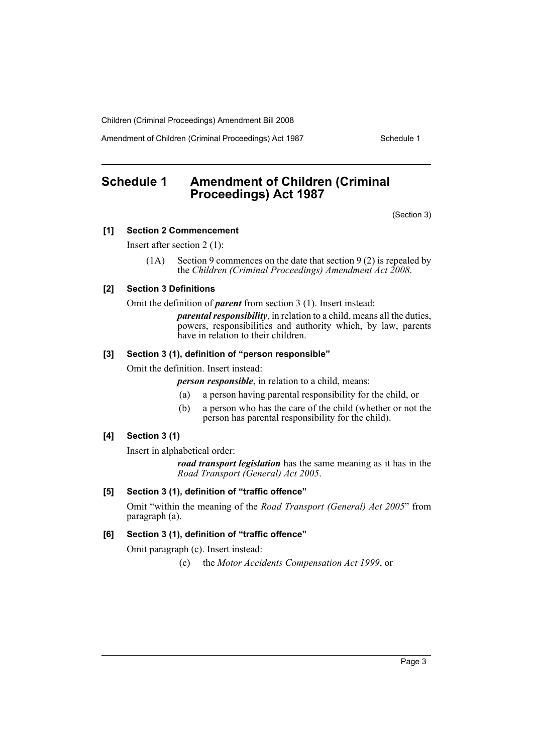# Schedule 1 Amendment of Children (Criminal Proceedings) Act 1987

(Section 3)

**[1] Section 2 Commencement**

Insert after section 2 (1):

(1A) Section 9 commences on the date that section 9 (2) is repealed by the *Children (Criminal Proceedings) Amendment Act 2008*.

**[2] Section 3 Definitions**

Omit the definition of ***parent*** from section 3 (1). Insert instead:

***parental responsibility***, in relation to a child, means all the duties, powers, responsibilities and authority which, by law, parents have in relation to their children.

**[3] Section 3 (1), definition of "person responsible"**

Omit the definition. Insert instead:

***person responsible***, in relation to a child, means:

(a) a person having parental responsibility for the child, or

(b) a person who has the care of the child (whether or not the person has parental responsibility for the child).

**[4] Section 3 (1)**

Insert in alphabetical order:

***road transport legislation*** has the same meaning as it has in the *Road Transport (General) Act 2005*.

**[5] Section 3 (1), definition of "traffic offence"**

Omit "within the meaning of the *Road Transport (General) Act 2005*" from paragraph (a).

**[6] Section 3 (1), definition of "traffic offence"**

Omit paragraph (c). Insert instead:

(c) the *Motor Accidents Compensation Act 1999*, or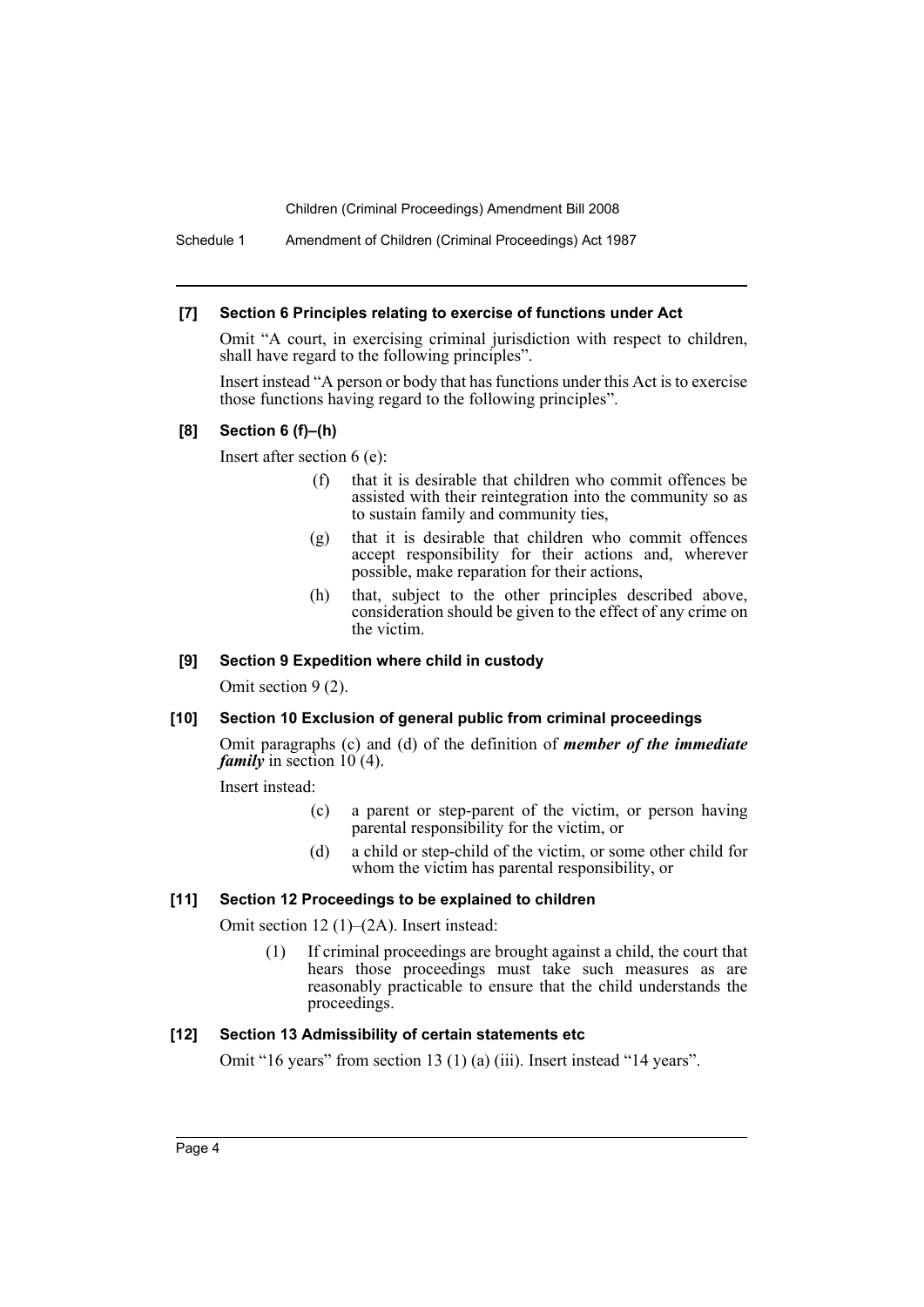**[7] Section 6 Principles relating to exercise of functions under Act**

Omit "A court, in exercising criminal jurisdiction with respect to children, shall have regard to the following principles".

Insert instead "A person or body that has functions under this Act is to exercise those functions having regard to the following principles".

**[8] Section 6 (f)–(h)**

Insert after section 6 (e):

> (f) that it is desirable that children who commit offences be assisted with their reintegration into the community so as to sustain family and community ties,
>
> (g) that it is desirable that children who commit offences accept responsibility for their actions and, wherever possible, make reparation for their actions,
>
> (h) that, subject to the other principles described above, consideration should be given to the effect of any crime on the victim.

**[9] Section 9 Expedition where child in custody**

Omit section 9 (2).

**[10] Section 10 Exclusion of general public from criminal proceedings**

Omit paragraphs (c) and (d) of the definition of ***member of the immediate family*** in section 10 (4).

Insert instead:

> (c) a parent or step-parent of the victim, or person having parental responsibility for the victim, or
>
> (d) a child or step-child of the victim, or some other child for whom the victim has parental responsibility, or

**[11] Section 12 Proceedings to be explained to children**

Omit section 12 (1)–(2A). Insert instead:

> (1) If criminal proceedings are brought against a child, the court that hears those proceedings must take such measures as are reasonably practicable to ensure that the child understands the proceedings.

**[12] Section 13 Admissibility of certain statements etc**

Omit "16 years" from section 13 (1) (a) (iii). Insert instead "14 years".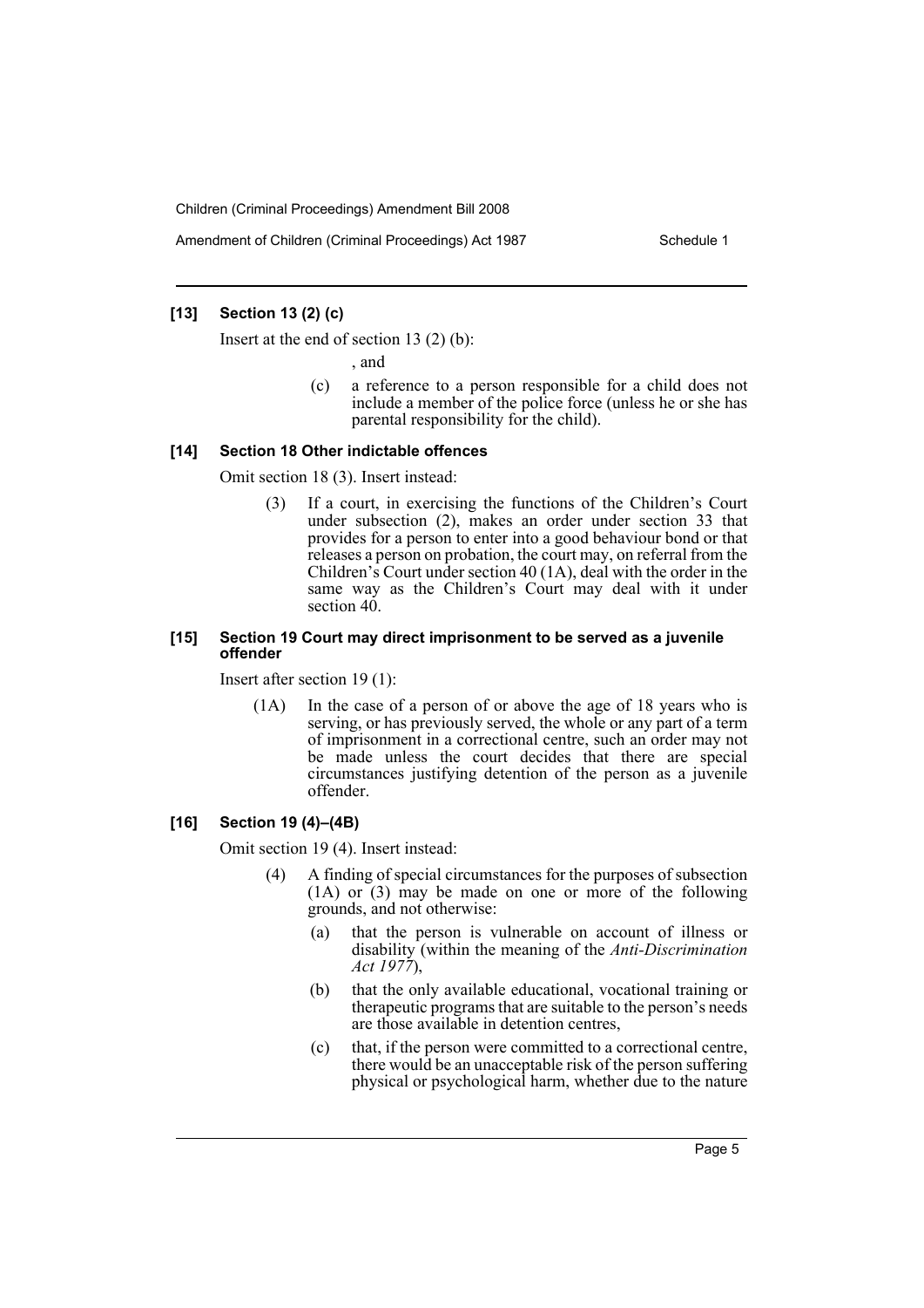**[13] Section 13 (2) (c)**

Insert at the end of section 13 (2) (b):

, and

(c) a reference to a person responsible for a child does not include a member of the police force (unless he or she has parental responsibility for the child).

**[14] Section 18 Other indictable offences**

Omit section 18 (3). Insert instead:

(3) If a court, in exercising the functions of the Children's Court under subsection (2), makes an order under section 33 that provides for a person to enter into a good behaviour bond or that releases a person on probation, the court may, on referral from the Children's Court under section 40 (1A), deal with the order in the same way as the Children's Court may deal with it under section 40.

**[15] Section 19 Court may direct imprisonment to be served as a juvenile offender**

Insert after section 19 (1):

(1A) In the case of a person of or above the age of 18 years who is serving, or has previously served, the whole or any part of a term of imprisonment in a correctional centre, such an order may not be made unless the court decides that there are special circumstances justifying detention of the person as a juvenile offender.

**[16] Section 19 (4)–(4B)**

Omit section 19 (4). Insert instead:

(4) A finding of special circumstances for the purposes of subsection (1A) or (3) may be made on one or more of the following grounds, and not otherwise:

(a) that the person is vulnerable on account of illness or disability (within the meaning of the *Anti-Discrimination Act 1977*),

(b) that the only available educational, vocational training or therapeutic programs that are suitable to the person's needs are those available in detention centres,

(c) that, if the person were committed to a correctional centre, there would be an unacceptable risk of the person suffering physical or psychological harm, whether due to the nature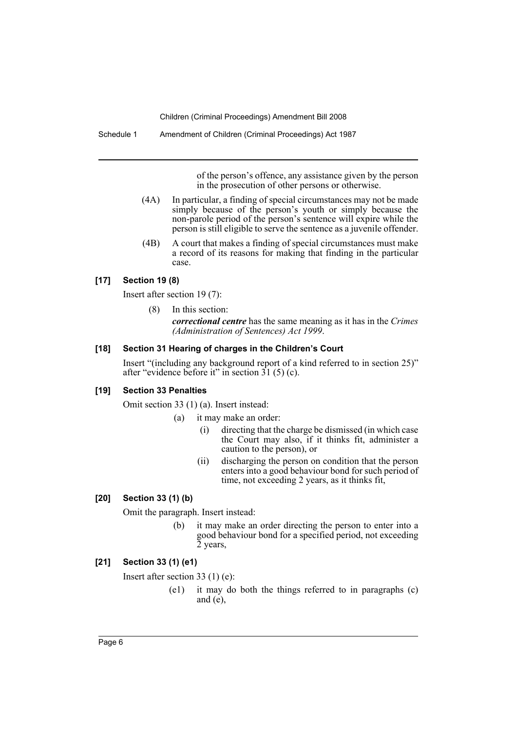of the person's offence, any assistance given by the person in the prosecution of other persons or otherwise.

(4A) In particular, a finding of special circumstances may not be made simply because of the person's youth or simply because the non-parole period of the person's sentence will expire while the person is still eligible to serve the sentence as a juvenile offender.

(4B) A court that makes a finding of special circumstances must make a record of its reasons for making that finding in the particular case.

### [17] Section 19 (8)

Insert after section 19 (7):

(8) In this section:

***correctional centre*** has the same meaning as it has in the *Crimes (Administration of Sentences) Act 1999*.

### [18] Section 31 Hearing of charges in the Children's Court

Insert "(including any background report of a kind referred to in section 25)" after "evidence before it" in section 31 (5) (c).

### [19] Section 33 Penalties

Omit section 33 (1) (a). Insert instead:

(a) it may make an order:

(i) directing that the charge be dismissed (in which case the Court may also, if it thinks fit, administer a caution to the person), or

(ii) discharging the person on condition that the person enters into a good behaviour bond for such period of time, not exceeding 2 years, as it thinks fit,

### [20] Section 33 (1) (b)

Omit the paragraph. Insert instead:

(b) it may make an order directing the person to enter into a good behaviour bond for a specified period, not exceeding 2 years,

### [21] Section 33 (1) (e1)

Insert after section 33 (1) (e):

(e1) it may do both the things referred to in paragraphs (c) and (e),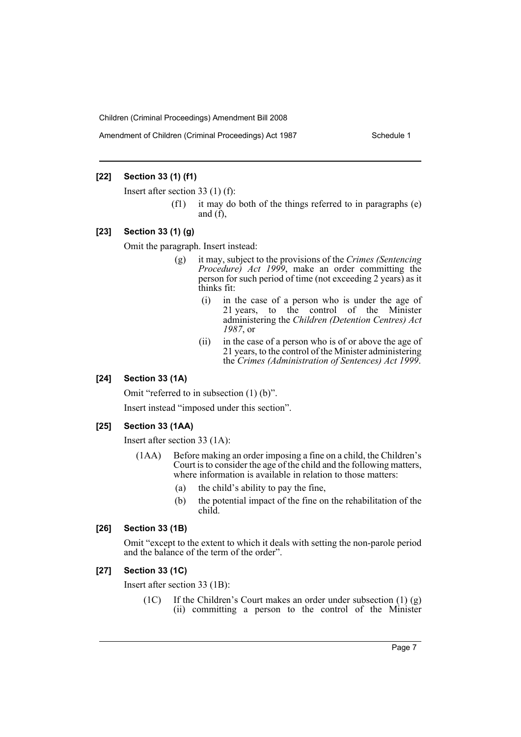**[22] Section 33 (1) (f1)**

Insert after section 33 (1) (f):

> (f1) it may do both of the things referred to in paragraphs (e) and (f),

**[23] Section 33 (1) (g)**

Omit the paragraph. Insert instead:

> (g) it may, subject to the provisions of the *Crimes (Sentencing Procedure) Act 1999*, make an order committing the person for such period of time (not exceeding 2 years) as it thinks fit:
>
> (i) in the case of a person who is under the age of 21 years, to the control of the Minister administering the *Children (Detention Centres) Act 1987*, or
>
> (ii) in the case of a person who is of or above the age of 21 years, to the control of the Minister administering the *Crimes (Administration of Sentences) Act 1999*.

**[24] Section 33 (1A)**

Omit "referred to in subsection (1) (b)".

Insert instead "imposed under this section".

**[25] Section 33 (1AA)**

Insert after section 33 (1A):

> (1AA) Before making an order imposing a fine on a child, the Children's Court is to consider the age of the child and the following matters, where information is available in relation to those matters:
>
> (a) the child's ability to pay the fine,
>
> (b) the potential impact of the fine on the rehabilitation of the child.

**[26] Section 33 (1B)**

Omit "except to the extent to which it deals with setting the non-parole period and the balance of the term of the order".

**[27] Section 33 (1C)**

Insert after section 33 (1B):

> (1C) If the Children's Court makes an order under subsection (1) (g) (ii) committing a person to the control of the Minister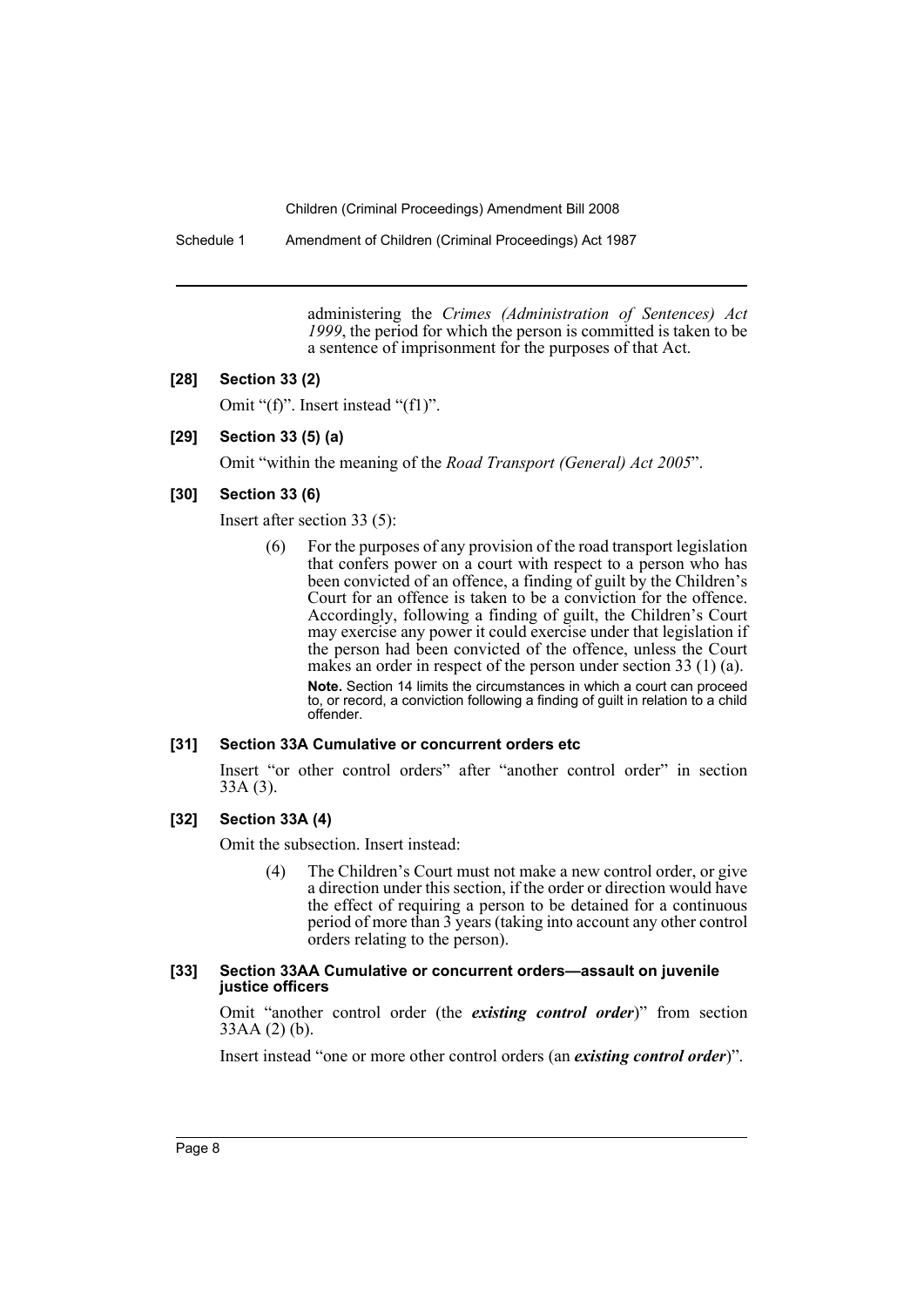administering the *Crimes (Administration of Sentences) Act 1999*, the period for which the person is committed is taken to be a sentence of imprisonment for the purposes of that Act.

**[28] Section 33 (2)**

Omit "(f)". Insert instead "(f1)".

**[29] Section 33 (5) (a)**

Omit "within the meaning of the *Road Transport (General) Act 2005*".

**[30] Section 33 (6)**

Insert after section 33 (5):

(6) For the purposes of any provision of the road transport legislation that confers power on a court with respect to a person who has been convicted of an offence, a finding of guilt by the Children's Court for an offence is taken to be a conviction for the offence. Accordingly, following a finding of guilt, the Children's Court may exercise any power it could exercise under that legislation if the person had been convicted of the offence, unless the Court makes an order in respect of the person under section 33 (1) (a).

**Note.** Section 14 limits the circumstances in which a court can proceed to, or record, a conviction following a finding of guilt in relation to a child offender.

**[31] Section 33A Cumulative or concurrent orders etc**

Insert "or other control orders" after "another control order" in section 33A (3).

**[32] Section 33A (4)**

Omit the subsection. Insert instead:

(4) The Children's Court must not make a new control order, or give a direction under this section, if the order or direction would have the effect of requiring a person to be detained for a continuous period of more than 3 years (taking into account any other control orders relating to the person).

**[33] Section 33AA Cumulative or concurrent orders—assault on juvenile justice officers**

Omit "another control order (the ***existing control order***)" from section 33AA (2) (b).

Insert instead "one or more other control orders (an ***existing control order***)".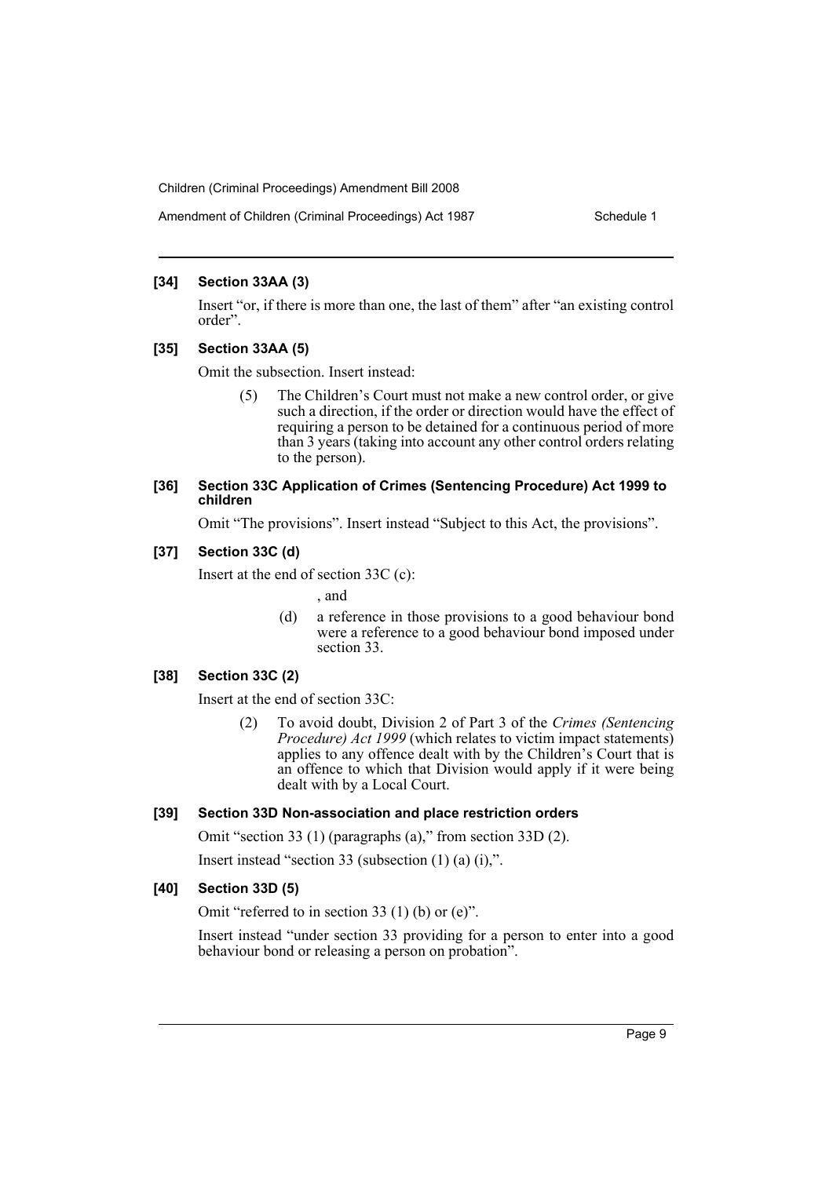#### [34] Section 33AA (3)

Insert "or, if there is more than one, the last of them" after "an existing control order".

#### [35] Section 33AA (5)

Omit the subsection. Insert instead:

> (5) The Children's Court must not make a new control order, or give such a direction, if the order or direction would have the effect of requiring a person to be detained for a continuous period of more than 3 years (taking into account any other control orders relating to the person).

#### [36] Section 33C Application of Crimes (Sentencing Procedure) Act 1999 to children

Omit "The provisions". Insert instead "Subject to this Act, the provisions".

#### [37] Section 33C (d)

Insert at the end of section 33C (c):

> , and
>
> (d) a reference in those provisions to a good behaviour bond were a reference to a good behaviour bond imposed under section 33.

#### [38] Section 33C (2)

Insert at the end of section 33C:

> (2) To avoid doubt, Division 2 of Part 3 of the *Crimes (Sentencing Procedure) Act 1999* (which relates to victim impact statements) applies to any offence dealt with by the Children's Court that is an offence to which that Division would apply if it were being dealt with by a Local Court.

#### [39] Section 33D Non-association and place restriction orders

Omit "section 33 (1) (paragraphs (a)," from section 33D (2).

Insert instead "section 33 (subsection (1) (a) (i),".

#### [40] Section 33D (5)

Omit "referred to in section 33 (1) (b) or (e)".

Insert instead "under section 33 providing for a person to enter into a good behaviour bond or releasing a person on probation".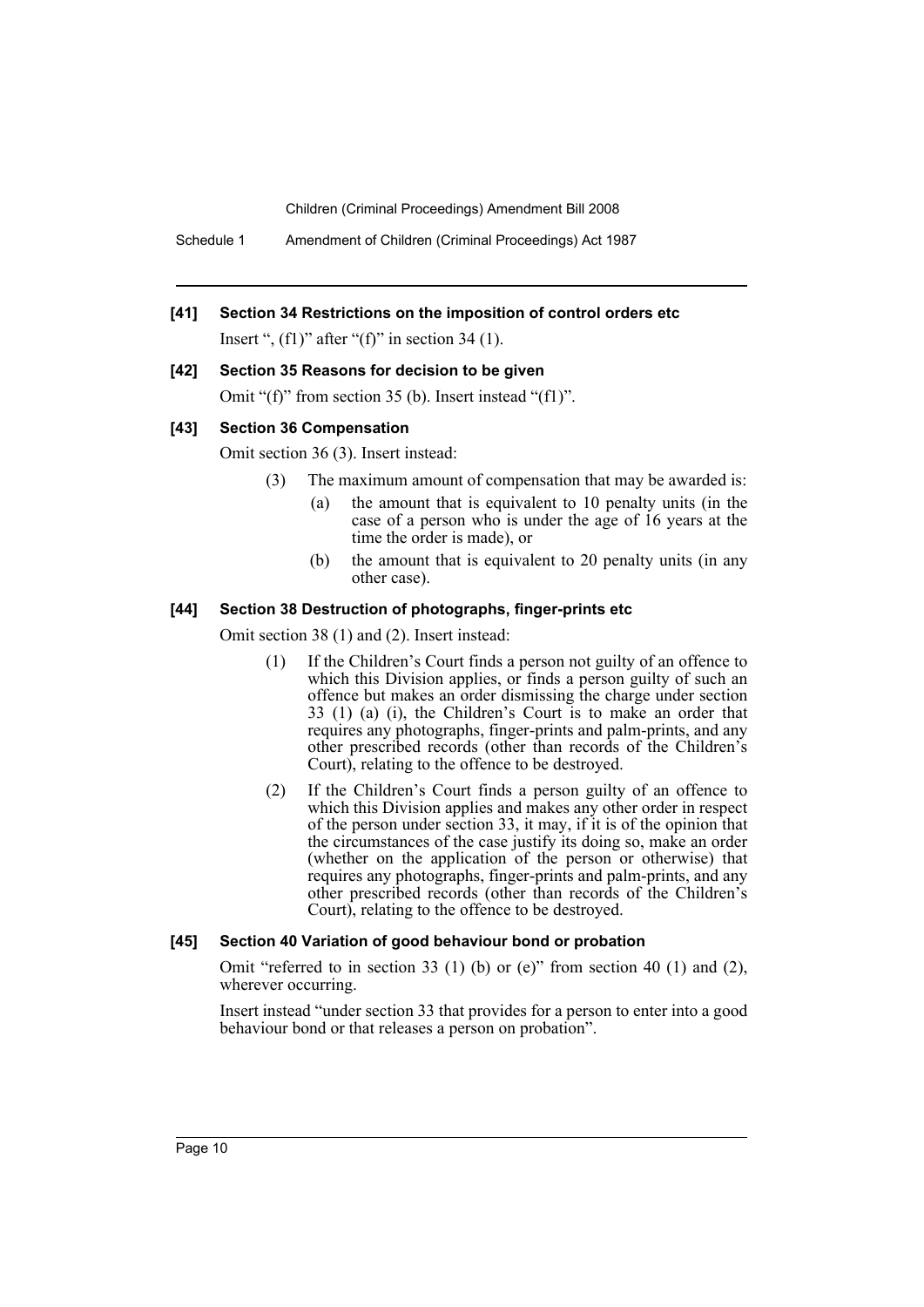**[41] Section 34 Restrictions on the imposition of control orders etc**

Insert ", (f1)" after "(f)" in section 34 (1).

**[42] Section 35 Reasons for decision to be given**

Omit "(f)" from section 35 (b). Insert instead "(f1)".

**[43] Section 36 Compensation**

Omit section 36 (3). Insert instead:

> (3) The maximum amount of compensation that may be awarded is:
>
> (a) the amount that is equivalent to 10 penalty units (in the case of a person who is under the age of 16 years at the time the order is made), or
>
> (b) the amount that is equivalent to 20 penalty units (in any other case).

**[44] Section 38 Destruction of photographs, finger-prints etc**

Omit section 38 (1) and (2). Insert instead:

> (1) If the Children's Court finds a person not guilty of an offence to which this Division applies, or finds a person guilty of such an offence but makes an order dismissing the charge under section 33 (1) (a) (i), the Children's Court is to make an order that requires any photographs, finger-prints and palm-prints, and any other prescribed records (other than records of the Children's Court), relating to the offence to be destroyed.
>
> (2) If the Children's Court finds a person guilty of an offence to which this Division applies and makes any other order in respect of the person under section 33, it may, if it is of the opinion that the circumstances of the case justify its doing so, make an order (whether on the application of the person or otherwise) that requires any photographs, finger-prints and palm-prints, and any other prescribed records (other than records of the Children's Court), relating to the offence to be destroyed.

**[45] Section 40 Variation of good behaviour bond or probation**

Omit "referred to in section 33 (1) (b) or (e)" from section 40 (1) and (2), wherever occurring.

Insert instead "under section 33 that provides for a person to enter into a good behaviour bond or that releases a person on probation".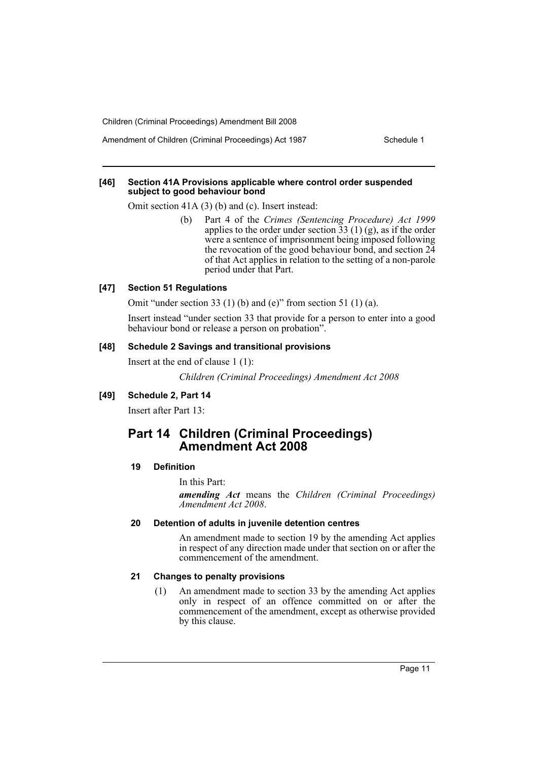#### [46] Section 41A Provisions applicable where control order suspended subject to good behaviour bond

Omit section 41A (3) (b) and (c). Insert instead:

> (b) Part 4 of the *Crimes (Sentencing Procedure) Act 1999* applies to the order under section 33 (1) (g), as if the order were a sentence of imprisonment being imposed following the revocation of the good behaviour bond, and section 24 of that Act applies in relation to the setting of a non-parole period under that Part.

#### [47] Section 51 Regulations

Omit "under section 33 (1) (b) and (e)" from section 51 (1) (a).

Insert instead "under section 33 that provide for a person to enter into a good behaviour bond or release a person on probation".

#### [48] Schedule 2 Savings and transitional provisions

Insert at the end of clause 1 (1):

> *Children (Criminal Proceedings) Amendment Act 2008*

#### [49] Schedule 2, Part 14

Insert after Part 13:

## Part 14 Children (Criminal Proceedings) Amendment Act 2008

#### 19 Definition

In this Part:

***amending Act*** means the *Children (Criminal Proceedings) Amendment Act 2008*.

#### 20 Detention of adults in juvenile detention centres

An amendment made to section 19 by the amending Act applies in respect of any direction made under that section on or after the commencement of the amendment.

#### 21 Changes to penalty provisions

(1) An amendment made to section 33 by the amending Act applies only in respect of an offence committed on or after the commencement of the amendment, except as otherwise provided by this clause.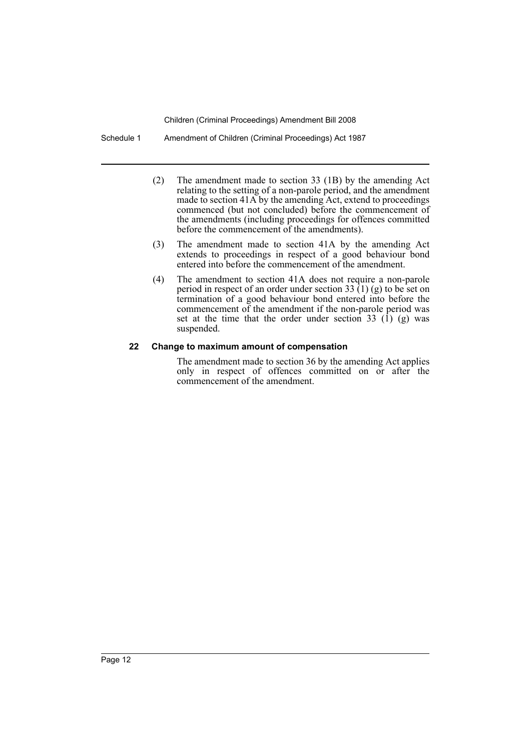(2) The amendment made to section 33 (1B) by the amending Act relating to the setting of a non-parole period, and the amendment made to section 41A by the amending Act, extend to proceedings commenced (but not concluded) before the commencement of the amendments (including proceedings for offences committed before the commencement of the amendments).

(3) The amendment made to section 41A by the amending Act extends to proceedings in respect of a good behaviour bond entered into before the commencement of the amendment.

(4) The amendment to section 41A does not require a non-parole period in respect of an order under section 33 (1) (g) to be set on termination of a good behaviour bond entered into before the commencement of the amendment if the non-parole period was set at the time that the order under section 33 (1) (g) was suspended.

### 22 Change to maximum amount of compensation

The amendment made to section 36 by the amending Act applies only in respect of offences committed on or after the commencement of the amendment.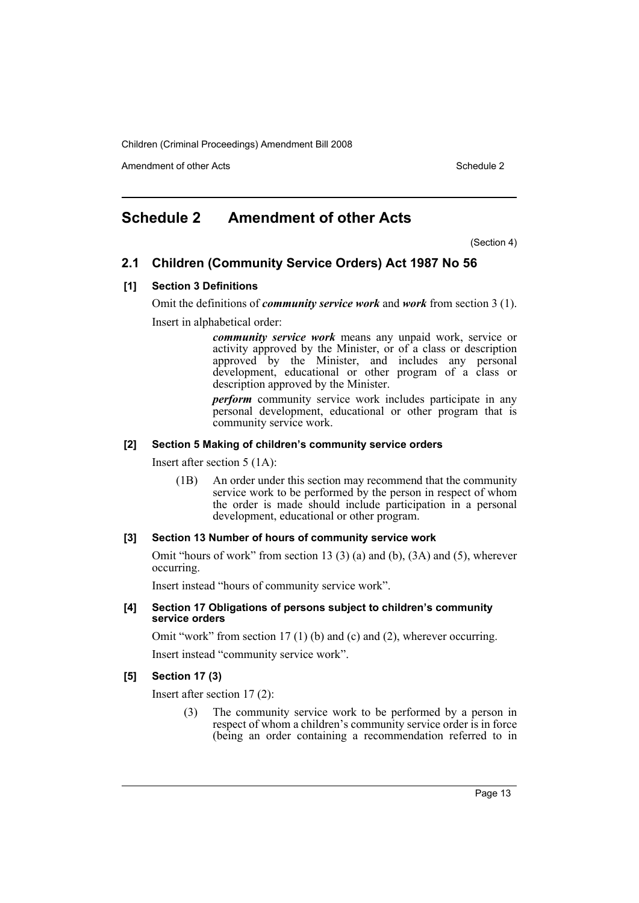# Schedule 2 Amendment of other Acts

(Section 4)

## 2.1 Children (Community Service Orders) Act 1987 No 56

### [1] Section 3 Definitions

Omit the definitions of ***community service work*** and ***work*** from section 3 (1).

Insert in alphabetical order:

> ***community service work*** means any unpaid work, service or activity approved by the Minister, or of a class or description approved by the Minister, and includes any personal development, educational or other program of a class or description approved by the Minister.
>
> ***perform*** community service work includes participate in any personal development, educational or other program that is community service work.

### [2] Section 5 Making of children's community service orders

Insert after section 5 (1A):

> (1B) An order under this section may recommend that the community service work to be performed by the person in respect of whom the order is made should include participation in a personal development, educational or other program.

### [3] Section 13 Number of hours of community service work

Omit "hours of work" from section 13 (3) (a) and (b), (3A) and (5), wherever occurring.

Insert instead "hours of community service work".

### [4] Section 17 Obligations of persons subject to children's community service orders

Omit "work" from section 17 (1) (b) and (c) and (2), wherever occurring.

Insert instead "community service work".

### [5] Section 17 (3)

Insert after section 17 (2):

> (3) The community service work to be performed by a person in respect of whom a children's community service order is in force (being an order containing a recommendation referred to in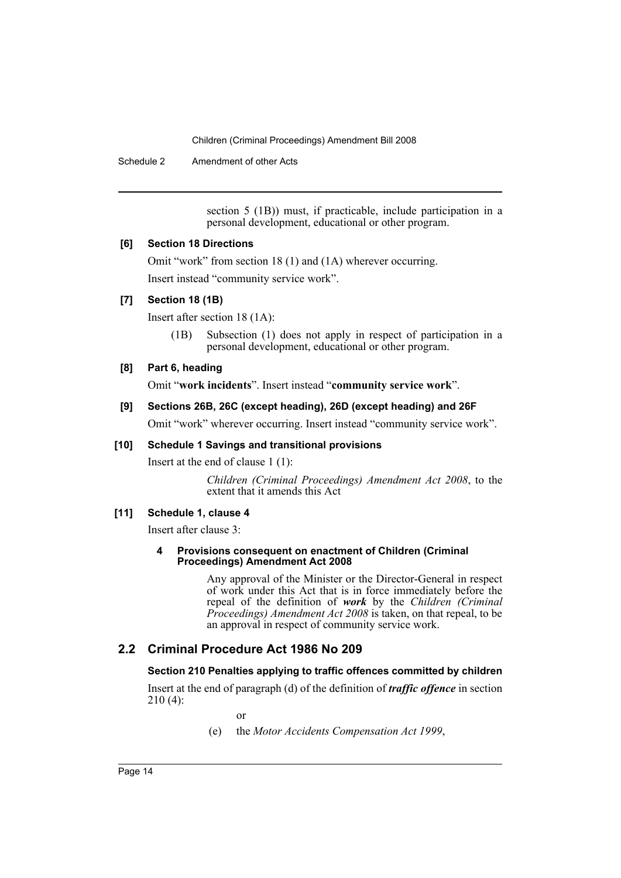section 5 (1B)) must, if practicable, include participation in a personal development, educational or other program.

**[6] Section 18 Directions**

Omit "work" from section 18 (1) and (1A) wherever occurring.

Insert instead "community service work".

**[7] Section 18 (1B)**

Insert after section 18 (1A):

(1B) Subsection (1) does not apply in respect of participation in a personal development, educational or other program.

**[8] Part 6, heading**

Omit "**work incidents**". Insert instead "**community service work**".

**[9] Sections 26B, 26C (except heading), 26D (except heading) and 26F**

Omit "work" wherever occurring. Insert instead "community service work".

**[10] Schedule 1 Savings and transitional provisions**

Insert at the end of clause 1 (1):

*Children (Criminal Proceedings) Amendment Act 2008*, to the extent that it amends this Act

**[11] Schedule 1, clause 4**

Insert after clause 3:

**4 Provisions consequent on enactment of Children (Criminal Proceedings) Amendment Act 2008**

Any approval of the Minister or the Director-General in respect of work under this Act that is in force immediately before the repeal of the definition of ***work*** by the *Children (Criminal Proceedings) Amendment Act 2008* is taken, on that repeal, to be an approval in respect of community service work.

## 2.2 Criminal Procedure Act 1986 No 209

**Section 210 Penalties applying to traffic offences committed by children**

Insert at the end of paragraph (d) of the definition of ***traffic offence*** in section 210 (4):

or

(e) the *Motor Accidents Compensation Act 1999*,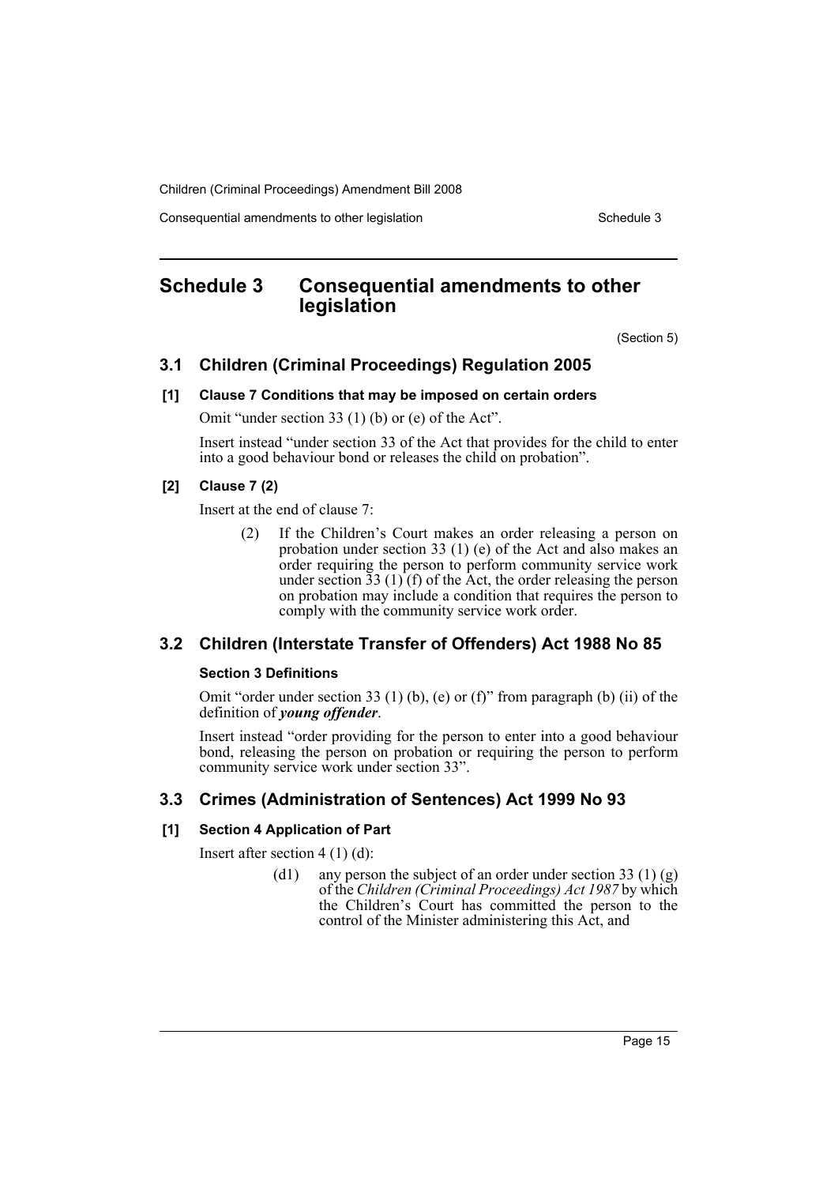# Schedule 3 Consequential amendments to other legislation

(Section 5)

## 3.1 Children (Criminal Proceedings) Regulation 2005

### [1] Clause 7 Conditions that may be imposed on certain orders

Omit "under section 33 (1) (b) or (e) of the Act".

Insert instead "under section 33 of the Act that provides for the child to enter into a good behaviour bond or releases the child on probation".

### [2] Clause 7 (2)

Insert at the end of clause 7:

> (2) If the Children's Court makes an order releasing a person on probation under section 33 (1) (e) of the Act and also makes an order requiring the person to perform community service work under section 33 (1) (f) of the Act, the order releasing the person on probation may include a condition that requires the person to comply with the community service work order.

## 3.2 Children (Interstate Transfer of Offenders) Act 1988 No 85

### Section 3 Definitions

Omit "order under section 33 (1) (b), (e) or (f)" from paragraph (b) (ii) of the definition of ***young offender***.

Insert instead "order providing for the person to enter into a good behaviour bond, releasing the person on probation or requiring the person to perform community service work under section 33".

## 3.3 Crimes (Administration of Sentences) Act 1999 No 93

### [1] Section 4 Application of Part

Insert after section 4 (1) (d):

> (d1) any person the subject of an order under section 33 (1) (g) of the *Children (Criminal Proceedings) Act 1987* by which the Children's Court has committed the person to the control of the Minister administering this Act, and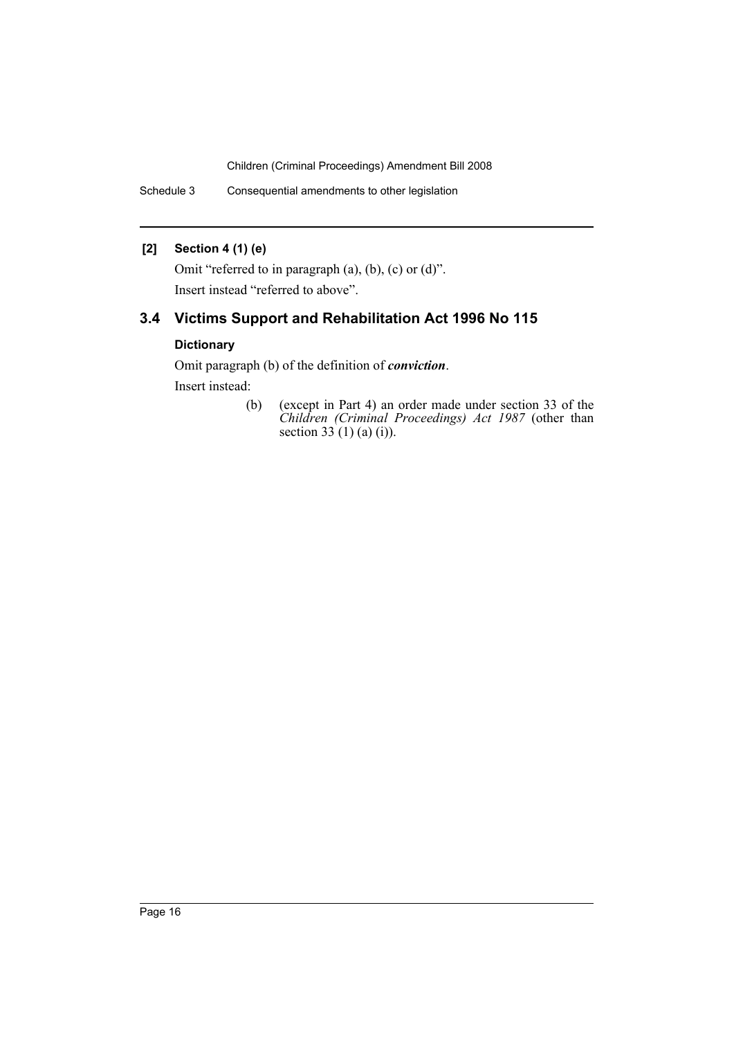### [2] Section 4 (1) (e)

Omit "referred to in paragraph (a), (b), (c) or (d)".

Insert instead "referred to above".

## 3.4 Victims Support and Rehabilitation Act 1996 No 115

### Dictionary

Omit paragraph (b) of the definition of ***conviction***.

Insert instead:

> (b) (except in Part 4) an order made under section 33 of the *Children (Criminal Proceedings) Act 1987* (other than section 33 (1) (a) (i)).